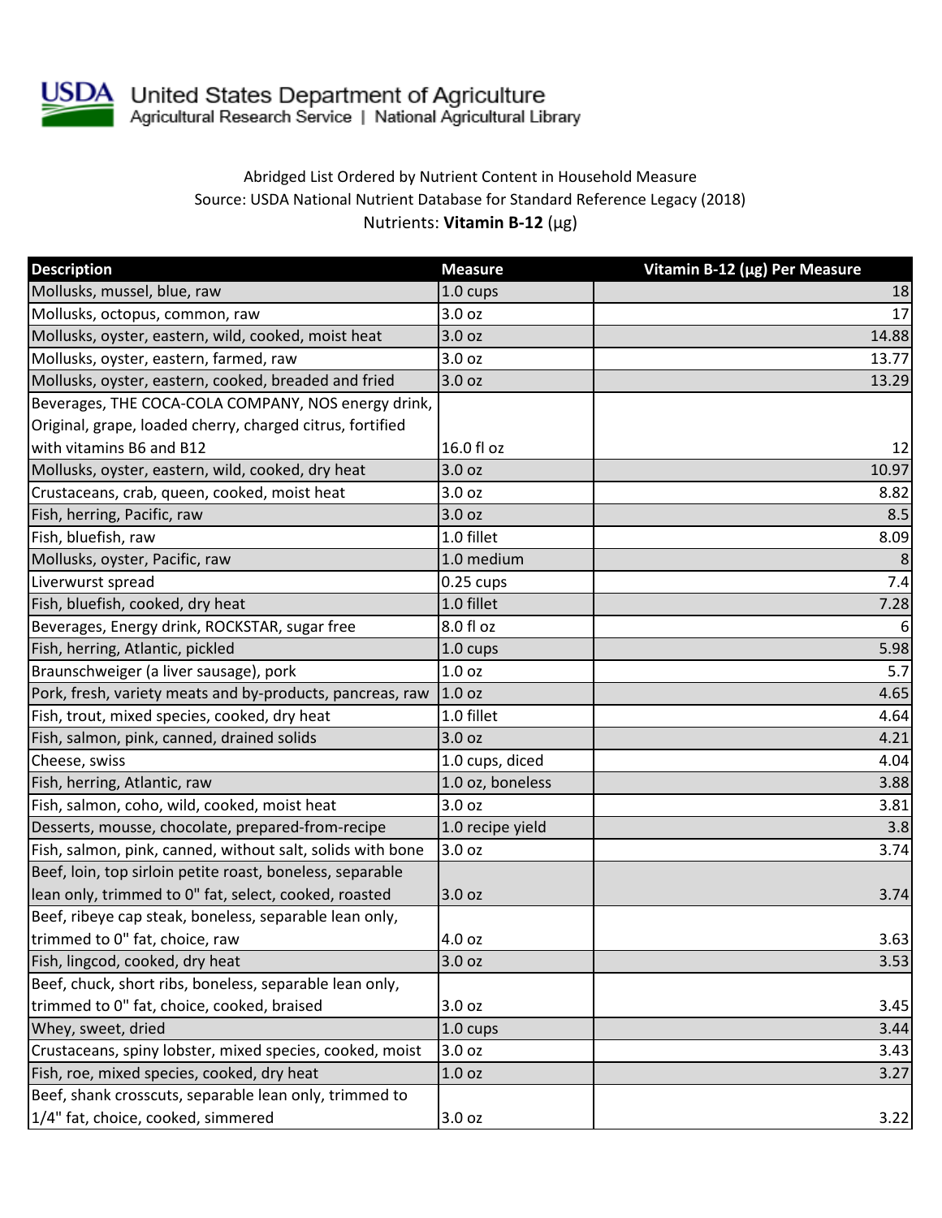United States Department of Agriculture
Agricultural Research Service | National Agricultural Library

Abridged List Ordered by Nutrient Content in Household Measure
Source: USDA National Nutrient Database for Standard Reference Legacy (2018)
Nutrients: **Vitamin B-12** (µg)

| Description | Measure | Vitamin B-12 (µg) Per Measure |
|---|---|---|
| Mollusks, mussel, blue, raw | 1.0 cups | 18 |
| Mollusks, octopus, common, raw | 3.0 oz | 17 |
| Mollusks, oyster, eastern, wild, cooked, moist heat | 3.0 oz | 14.88 |
| Mollusks, oyster, eastern, farmed, raw | 3.0 oz | 13.77 |
| Mollusks, oyster, eastern, cooked, breaded and fried | 3.0 oz | 13.29 |
| Beverages, THE COCA-COLA COMPANY, NOS energy drink, Original, grape, loaded cherry, charged citrus, fortified with vitamins B6 and B12 | 16.0 fl oz | 12 |
| Mollusks, oyster, eastern, wild, cooked, dry heat | 3.0 oz | 10.97 |
| Crustaceans, crab, queen, cooked, moist heat | 3.0 oz | 8.82 |
| Fish, herring, Pacific, raw | 3.0 oz | 8.5 |
| Fish, bluefish, raw | 1.0 fillet | 8.09 |
| Mollusks, oyster, Pacific, raw | 1.0 medium | 8 |
| Liverwurst spread | 0.25 cups | 7.4 |
| Fish, bluefish, cooked, dry heat | 1.0 fillet | 7.28 |
| Beverages, Energy drink, ROCKSTAR, sugar free | 8.0 fl oz | 6 |
| Fish, herring, Atlantic, pickled | 1.0 cups | 5.98 |
| Braunschweiger (a liver sausage), pork | 1.0 oz | 5.7 |
| Pork, fresh, variety meats and by-products, pancreas, raw | 1.0 oz | 4.65 |
| Fish, trout, mixed species, cooked, dry heat | 1.0 fillet | 4.64 |
| Fish, salmon, pink, canned, drained solids | 3.0 oz | 4.21 |
| Cheese, swiss | 1.0 cups, diced | 4.04 |
| Fish, herring, Atlantic, raw | 1.0 oz, boneless | 3.88 |
| Fish, salmon, coho, wild, cooked, moist heat | 3.0 oz | 3.81 |
| Desserts, mousse, chocolate, prepared-from-recipe | 1.0 recipe yield | 3.8 |
| Fish, salmon, pink, canned, without salt, solids with bone | 3.0 oz | 3.74 |
| Beef, loin, top sirloin petite roast, boneless, separable lean only, trimmed to 0" fat, select, cooked, roasted | 3.0 oz | 3.74 |
| Beef, ribeye cap steak, boneless, separable lean only, trimmed to 0" fat, choice, raw | 4.0 oz | 3.63 |
| Fish, lingcod, cooked, dry heat | 3.0 oz | 3.53 |
| Beef, chuck, short ribs, boneless, separable lean only, trimmed to 0" fat, choice, cooked, braised | 3.0 oz | 3.45 |
| Whey, sweet, dried | 1.0 cups | 3.44 |
| Crustaceans, spiny lobster, mixed species, cooked, moist | 3.0 oz | 3.43 |
| Fish, roe, mixed species, cooked, dry heat | 1.0 oz | 3.27 |
| Beef, shank crosscuts, separable lean only, trimmed to 1/4" fat, choice, cooked, simmered | 3.0 oz | 3.22 |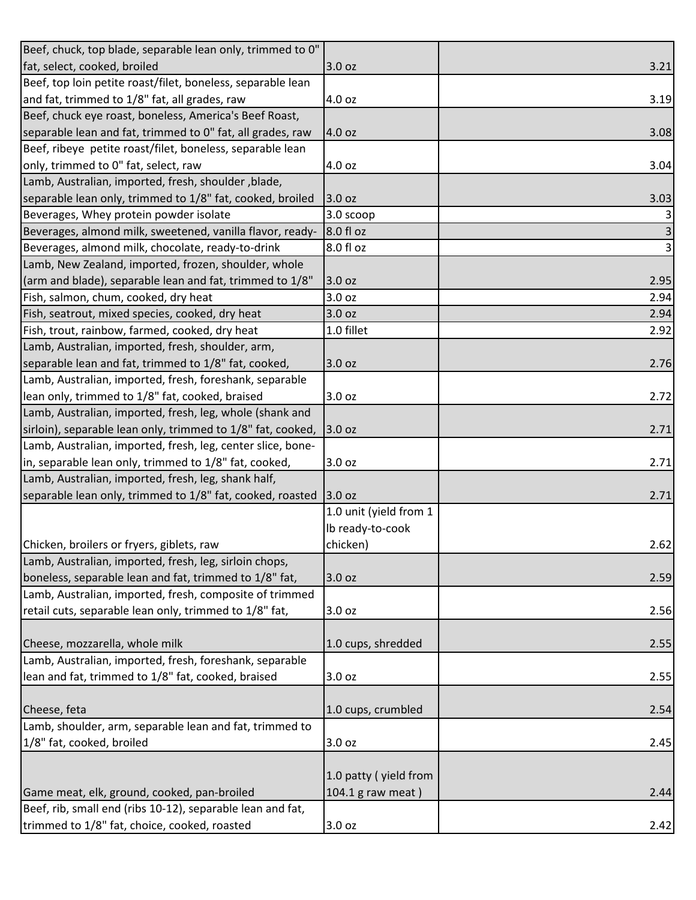| | | | |
|---|---|---|---|
| Beef, chuck, top blade, separable lean only, trimmed to 0" fat, select, cooked, broiled | 3.0 oz | | 3.21 |
| Beef, top loin petite roast/filet, boneless, separable lean and fat, trimmed to 1/8" fat, all grades, raw | 4.0 oz | | 3.19 |
| Beef, chuck eye roast, boneless, America's Beef Roast, separable lean and fat, trimmed to 0" fat, all grades, raw | 4.0 oz | | 3.08 |
| Beef, ribeye petite roast/filet, boneless, separable lean only, trimmed to 0" fat, select, raw | 4.0 oz | | 3.04 |
| Lamb, Australian, imported, fresh, shoulder ,blade, separable lean only, trimmed to 1/8" fat, cooked, broiled | 3.0 oz | | 3.03 |
| Beverages, Whey protein powder isolate | 3.0 scoop | | 3 |
| Beverages, almond milk, sweetened, vanilla flavor, ready- | 8.0 fl oz | | 3 |
| Beverages, almond milk, chocolate, ready-to-drink | 8.0 fl oz | | 3 |
| Lamb, New Zealand, imported, frozen, shoulder, whole (arm and blade), separable lean and fat, trimmed to 1/8" | 3.0 oz | | 2.95 |
| Fish, salmon, chum, cooked, dry heat | 3.0 oz | | 2.94 |
| Fish, seatrout, mixed species, cooked, dry heat | 3.0 oz | | 2.94 |
| Fish, trout, rainbow, farmed, cooked, dry heat | 1.0 fillet | | 2.92 |
| Lamb, Australian, imported, fresh, shoulder, arm, separable lean and fat, trimmed to 1/8" fat, cooked, | 3.0 oz | | 2.76 |
| Lamb, Australian, imported, fresh, foreshank, separable lean only, trimmed to 1/8" fat, cooked, braised | 3.0 oz | | 2.72 |
| Lamb, Australian, imported, fresh, leg, whole (shank and sirloin), separable lean only, trimmed to 1/8" fat, cooked, | 3.0 oz | | 2.71 |
| Lamb, Australian, imported, fresh, leg, center slice, bone-in, separable lean only, trimmed to 1/8" fat, cooked, | 3.0 oz | | 2.71 |
| Lamb, Australian, imported, fresh, leg, shank half, separable lean only, trimmed to 1/8" fat, cooked, roasted | 3.0 oz | | 2.71 |
| Chicken, broilers or fryers, giblets, raw | 1.0 unit (yield from 1 lb ready-to-cook chicken) | | 2.62 |
| Lamb, Australian, imported, fresh, leg, sirloin chops, boneless, separable lean and fat, trimmed to 1/8" fat, | 3.0 oz | | 2.59 |
| Lamb, Australian, imported, fresh, composite of trimmed retail cuts, separable lean only, trimmed to 1/8" fat, | 3.0 oz | | 2.56 |
| Cheese, mozzarella, whole milk | 1.0 cups, shredded | | 2.55 |
| Lamb, Australian, imported, fresh, foreshank, separable lean and fat, trimmed to 1/8" fat, cooked, braised | 3.0 oz | | 2.55 |
| Cheese, feta | 1.0 cups, crumbled | | 2.54 |
| Lamb, shoulder, arm, separable lean and fat, trimmed to 1/8" fat, cooked, broiled | 3.0 oz | | 2.45 |
| Game meat, elk, ground, cooked, pan-broiled | 1.0 patty ( yield from 104.1 g raw meat ) | | 2.44 |
| Beef, rib, small end (ribs 10-12), separable lean and fat, trimmed to 1/8" fat, choice, cooked, roasted | 3.0 oz | | 2.42 |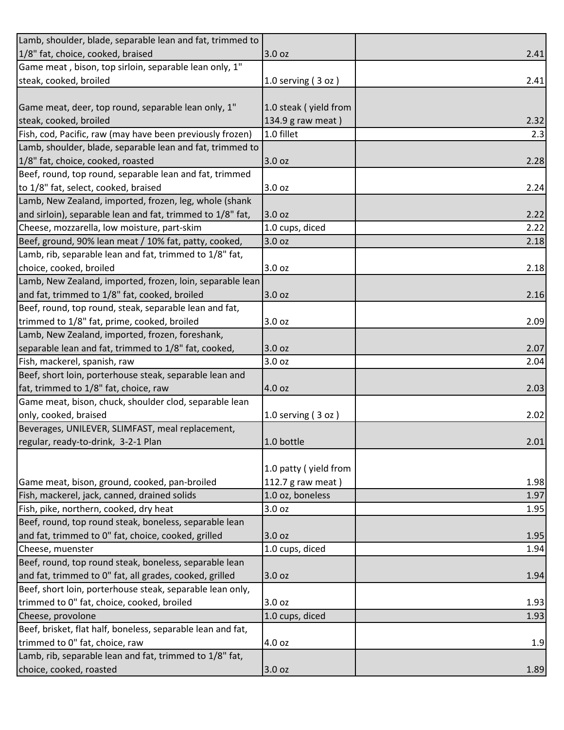| | | |
|---|---|---|
| Lamb, shoulder, blade, separable lean and fat, trimmed to 1/8" fat, choice, cooked, braised | 3.0 oz | 2.41 |
| Game meat , bison, top sirloin, separable lean only, 1" steak, cooked, broiled | 1.0 serving ( 3 oz ) | 2.41 |
| Game meat, deer, top round, separable lean only, 1" steak, cooked, broiled | 1.0 steak ( yield from 134.9 g raw meat ) | 2.32 |
| Fish, cod, Pacific, raw (may have been previously frozen) | 1.0 fillet | 2.3 |
| Lamb, shoulder, blade, separable lean and fat, trimmed to 1/8" fat, choice, cooked, roasted | 3.0 oz | 2.28 |
| Beef, round, top round, separable lean and fat, trimmed to 1/8" fat, select, cooked, braised | 3.0 oz | 2.24 |
| Lamb, New Zealand, imported, frozen, leg, whole (shank and sirloin), separable lean and fat, trimmed to 1/8" fat, | 3.0 oz | 2.22 |
| Cheese, mozzarella, low moisture, part-skim | 1.0 cups, diced | 2.22 |
| Beef, ground, 90% lean meat / 10% fat, patty, cooked, | 3.0 oz | 2.18 |
| Lamb, rib, separable lean and fat, trimmed to 1/8" fat, choice, cooked, broiled | 3.0 oz | 2.18 |
| Lamb, New Zealand, imported, frozen, loin, separable lean and fat, trimmed to 1/8" fat, cooked, broiled | 3.0 oz | 2.16 |
| Beef, round, top round, steak, separable lean and fat, trimmed to 1/8" fat, prime, cooked, broiled | 3.0 oz | 2.09 |
| Lamb, New Zealand, imported, frozen, foreshank, separable lean and fat, trimmed to 1/8" fat, cooked, | 3.0 oz | 2.07 |
| Fish, mackerel, spanish, raw | 3.0 oz | 2.04 |
| Beef, short loin, porterhouse steak, separable lean and fat, trimmed to 1/8" fat, choice, raw | 4.0 oz | 2.03 |
| Game meat, bison, chuck, shoulder clod, separable lean only, cooked, braised | 1.0 serving ( 3 oz ) | 2.02 |
| Beverages, UNILEVER, SLIMFAST, meal replacement, regular, ready-to-drink, 3-2-1 Plan | 1.0 bottle | 2.01 |
| Game meat, bison, ground, cooked, pan-broiled | 1.0 patty ( yield from 112.7 g raw meat ) | 1.98 |
| Fish, mackerel, jack, canned, drained solids | 1.0 oz, boneless | 1.97 |
| Fish, pike, northern, cooked, dry heat | 3.0 oz | 1.95 |
| Beef, round, top round steak, boneless, separable lean and fat, trimmed to 0" fat, choice, cooked, grilled | 3.0 oz | 1.95 |
| Cheese, muenster | 1.0 cups, diced | 1.94 |
| Beef, round, top round steak, boneless, separable lean and fat, trimmed to 0" fat, all grades, cooked, grilled | 3.0 oz | 1.94 |
| Beef, short loin, porterhouse steak, separable lean only, trimmed to 0" fat, choice, cooked, broiled | 3.0 oz | 1.93 |
| Cheese, provolone | 1.0 cups, diced | 1.93 |
| Beef, brisket, flat half, boneless, separable lean and fat, trimmed to 0" fat, choice, raw | 4.0 oz | 1.9 |
| Lamb, rib, separable lean and fat, trimmed to 1/8" fat, choice, cooked, roasted | 3.0 oz | 1.89 |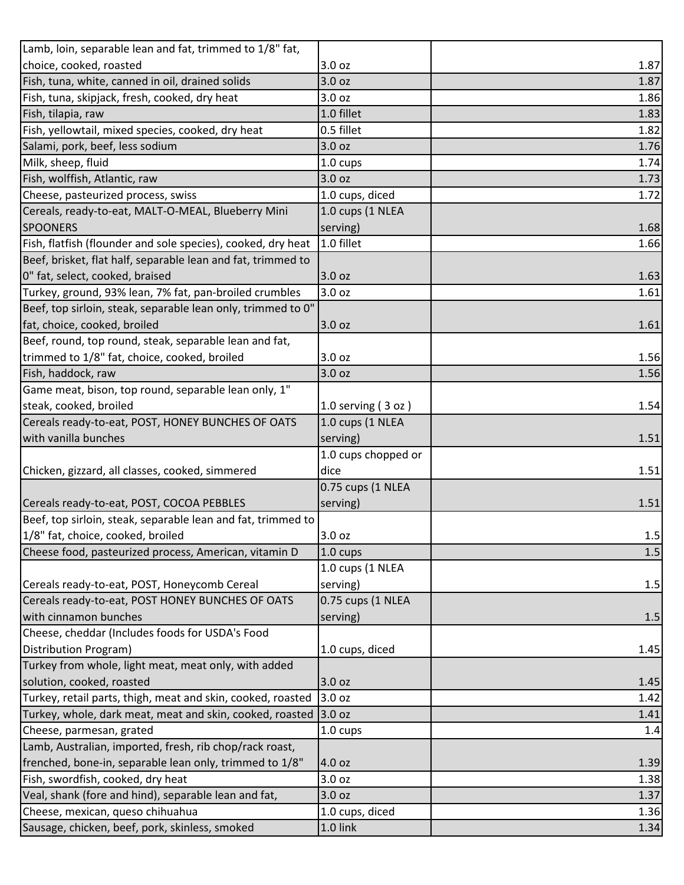| | | |
|---|---|---|
| Lamb, loin, separable lean and fat, trimmed to 1/8" fat, choice, cooked, roasted | 3.0 oz | 1.87 |
| Fish, tuna, white, canned in oil, drained solids | 3.0 oz | 1.87 |
| Fish, tuna, skipjack, fresh, cooked, dry heat | 3.0 oz | 1.86 |
| Fish, tilapia, raw | 1.0 fillet | 1.83 |
| Fish, yellowtail, mixed species, cooked, dry heat | 0.5 fillet | 1.82 |
| Salami, pork, beef, less sodium | 3.0 oz | 1.76 |
| Milk, sheep, fluid | 1.0 cups | 1.74 |
| Fish, wolffish, Atlantic, raw | 3.0 oz | 1.73 |
| Cheese, pasteurized process, swiss | 1.0 cups, diced | 1.72 |
| Cereals, ready-to-eat, MALT-O-MEAL, Blueberry Mini SPOONERS | 1.0 cups (1 NLEA serving) | 1.68 |
| Fish, flatfish (flounder and sole species), cooked, dry heat | 1.0 fillet | 1.66 |
| Beef, brisket, flat half, separable lean and fat, trimmed to 0" fat, select, cooked, braised | 3.0 oz | 1.63 |
| Turkey, ground, 93% lean, 7% fat, pan-broiled crumbles | 3.0 oz | 1.61 |
| Beef, top sirloin, steak, separable lean only, trimmed to 0" fat, choice, cooked, broiled | 3.0 oz | 1.61 |
| Beef, round, top round, steak, separable lean and fat, trimmed to 1/8" fat, choice, cooked, broiled | 3.0 oz | 1.56 |
| Fish, haddock, raw | 3.0 oz | 1.56 |
| Game meat, bison, top round, separable lean only, 1" steak, cooked, broiled | 1.0 serving ( 3 oz ) | 1.54 |
| Cereals ready-to-eat, POST, HONEY BUNCHES OF OATS with vanilla bunches | 1.0 cups (1 NLEA serving) | 1.51 |
| Chicken, gizzard, all classes, cooked, simmered | 1.0 cups chopped or dice | 1.51 |
| Cereals ready-to-eat, POST, COCOA PEBBLES | 0.75 cups (1 NLEA serving) | 1.51 |
| Beef, top sirloin, steak, separable lean and fat, trimmed to 1/8" fat, choice, cooked, broiled | 3.0 oz | 1.5 |
| Cheese food, pasteurized process, American, vitamin D | 1.0 cups | 1.5 |
| Cereals ready-to-eat, POST, Honeycomb Cereal | 1.0 cups (1 NLEA serving) | 1.5 |
| Cereals ready-to-eat, POST HONEY BUNCHES OF OATS with cinnamon bunches | 0.75 cups (1 NLEA serving) | 1.5 |
| Cheese, cheddar (Includes foods for USDA's Food Distribution Program) | 1.0 cups, diced | 1.45 |
| Turkey from whole, light meat, meat only, with added solution, cooked, roasted | 3.0 oz | 1.45 |
| Turkey, retail parts, thigh, meat and skin, cooked, roasted | 3.0 oz | 1.42 |
| Turkey, whole, dark meat, meat and skin, cooked, roasted | 3.0 oz | 1.41 |
| Cheese, parmesan, grated | 1.0 cups | 1.4 |
| Lamb, Australian, imported, fresh, rib chop/rack roast, frenched, bone-in, separable lean only, trimmed to 1/8" | 4.0 oz | 1.39 |
| Fish, swordfish, cooked, dry heat | 3.0 oz | 1.38 |
| Veal, shank (fore and hind), separable lean and fat, | 3.0 oz | 1.37 |
| Cheese, mexican, queso chihuahua | 1.0 cups, diced | 1.36 |
| Sausage, chicken, beef, pork, skinless, smoked | 1.0 link | 1.34 |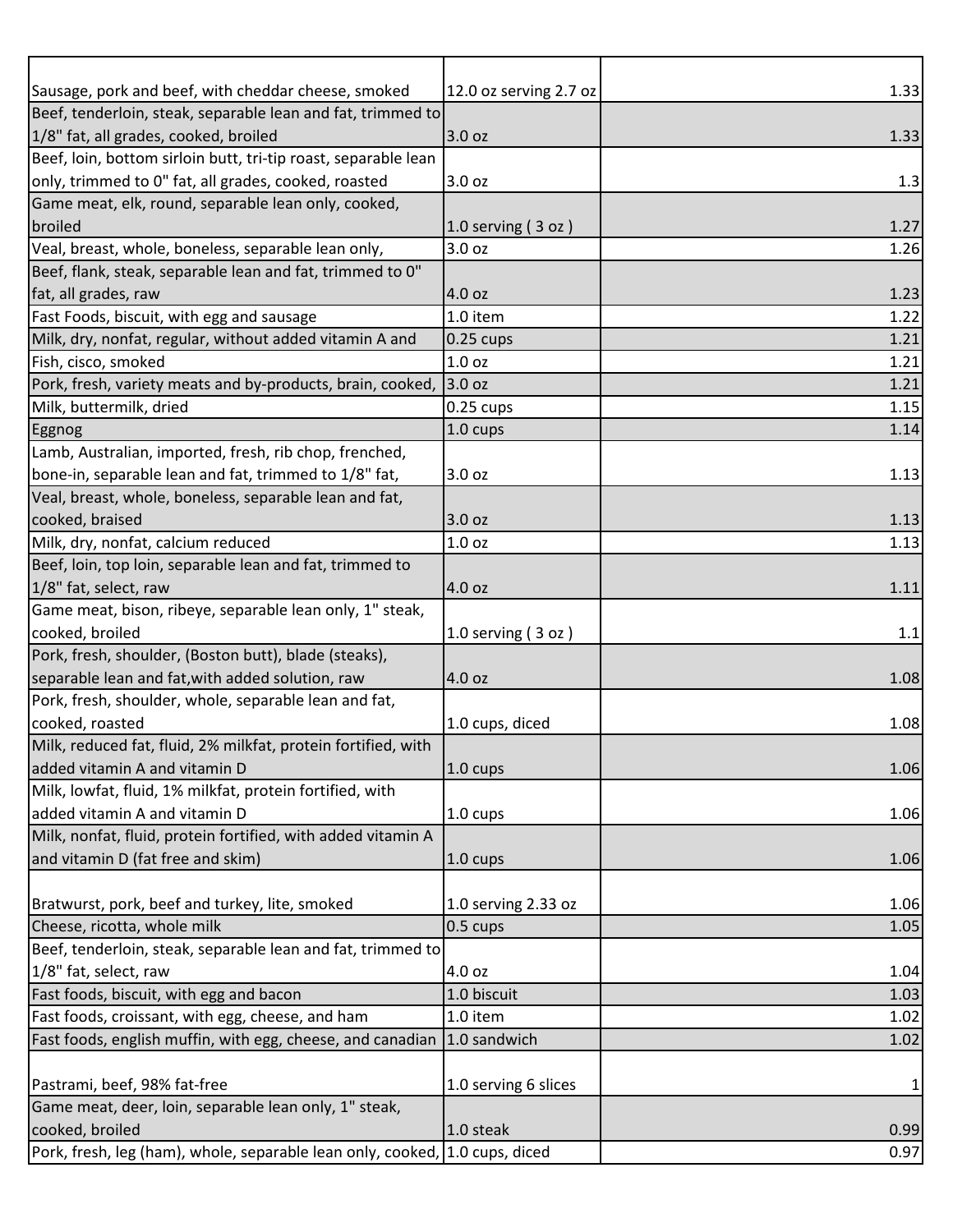| | | |
|---|---|---|
| Sausage, pork and beef, with cheddar cheese, smoked | 12.0 oz serving 2.7 oz | 1.33 |
| Beef, tenderloin, steak, separable lean and fat, trimmed to 1/8" fat, all grades, cooked, broiled | 3.0 oz | 1.33 |
| Beef, loin, bottom sirloin butt, tri-tip roast, separable lean only, trimmed to 0" fat, all grades, cooked, roasted | 3.0 oz | 1.3 |
| Game meat, elk, round, separable lean only, cooked, broiled | 1.0 serving ( 3 oz ) | 1.27 |
| Veal, breast, whole, boneless, separable lean only, | 3.0 oz | 1.26 |
| Beef, flank, steak, separable lean and fat, trimmed to 0" fat, all grades, raw | 4.0 oz | 1.23 |
| Fast Foods, biscuit, with egg and sausage | 1.0 item | 1.22 |
| Milk, dry, nonfat, regular, without added vitamin A and | 0.25 cups | 1.21 |
| Fish, cisco, smoked | 1.0 oz | 1.21 |
| Pork, fresh, variety meats and by-products, brain, cooked, | 3.0 oz | 1.21 |
| Milk, buttermilk, dried | 0.25 cups | 1.15 |
| Eggnog | 1.0 cups | 1.14 |
| Lamb, Australian, imported, fresh, rib chop, frenched, bone-in, separable lean and fat, trimmed to 1/8" fat, | 3.0 oz | 1.13 |
| Veal, breast, whole, boneless, separable lean and fat, cooked, braised | 3.0 oz | 1.13 |
| Milk, dry, nonfat, calcium reduced | 1.0 oz | 1.13 |
| Beef, loin, top loin, separable lean and fat, trimmed to 1/8" fat, select, raw | 4.0 oz | 1.11 |
| Game meat, bison, ribeye, separable lean only, 1" steak, cooked, broiled | 1.0 serving ( 3 oz ) | 1.1 |
| Pork, fresh, shoulder, (Boston butt), blade (steaks), separable lean and fat,with added solution, raw | 4.0 oz | 1.08 |
| Pork, fresh, shoulder, whole, separable lean and fat, cooked, roasted | 1.0 cups, diced | 1.08 |
| Milk, reduced fat, fluid, 2% milkfat, protein fortified, with added vitamin A and vitamin D | 1.0 cups | 1.06 |
| Milk, lowfat, fluid, 1% milkfat, protein fortified, with added vitamin A and vitamin D | 1.0 cups | 1.06 |
| Milk, nonfat, fluid, protein fortified, with added vitamin A and vitamin D (fat free and skim) | 1.0 cups | 1.06 |
| Bratwurst, pork, beef and turkey, lite, smoked | 1.0 serving 2.33 oz | 1.06 |
| Cheese, ricotta, whole milk | 0.5 cups | 1.05 |
| Beef, tenderloin, steak, separable lean and fat, trimmed to 1/8" fat, select, raw | 4.0 oz | 1.04 |
| Fast foods, biscuit, with egg and bacon | 1.0 biscuit | 1.03 |
| Fast foods, croissant, with egg, cheese, and ham | 1.0 item | 1.02 |
| Fast foods, english muffin, with egg, cheese, and canadian | 1.0 sandwich | 1.02 |
| Pastrami, beef, 98% fat-free | 1.0 serving 6 slices | 1 |
| Game meat, deer, loin, separable lean only, 1" steak, cooked, broiled | 1.0 steak | 0.99 |
| Pork, fresh, leg (ham), whole, separable lean only, cooked, | 1.0 cups, diced | 0.97 |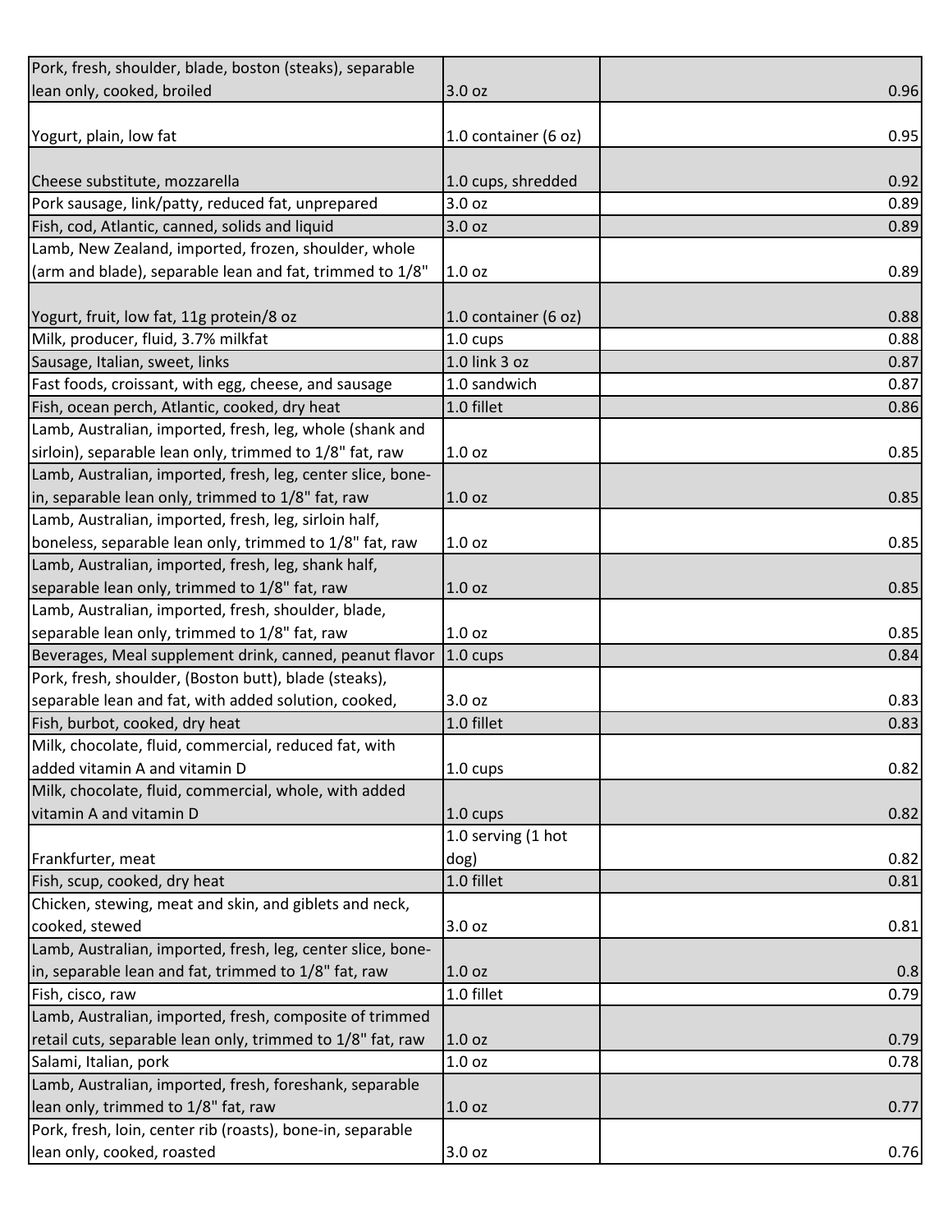| | | |
|---|---|---|
| Pork, fresh, shoulder, blade, boston (steaks), separable lean only, cooked, broiled | 3.0 oz | 0.96 |
| Yogurt, plain, low fat | 1.0 container (6 oz) | 0.95 |
| Cheese substitute, mozzarella | 1.0 cups, shredded | 0.92 |
| Pork sausage, link/patty, reduced fat, unprepared | 3.0 oz | 0.89 |
| Fish, cod, Atlantic, canned, solids and liquid | 3.0 oz | 0.89 |
| Lamb, New Zealand, imported, frozen, shoulder, whole (arm and blade), separable lean and fat, trimmed to 1/8" | 1.0 oz | 0.89 |
| Yogurt, fruit, low fat, 11g protein/8 oz | 1.0 container (6 oz) | 0.88 |
| Milk, producer, fluid, 3.7% milkfat | 1.0 cups | 0.88 |
| Sausage, Italian, sweet, links | 1.0 link 3 oz | 0.87 |
| Fast foods, croissant, with egg, cheese, and sausage | 1.0 sandwich | 0.87 |
| Fish, ocean perch, Atlantic, cooked, dry heat | 1.0 fillet | 0.86 |
| Lamb, Australian, imported, fresh, leg, whole (shank and sirloin), separable lean only, trimmed to 1/8" fat, raw | 1.0 oz | 0.85 |
| Lamb, Australian, imported, fresh, leg, center slice, bone-in, separable lean only, trimmed to 1/8" fat, raw | 1.0 oz | 0.85 |
| Lamb, Australian, imported, fresh, leg, sirloin half, boneless, separable lean only, trimmed to 1/8" fat, raw | 1.0 oz | 0.85 |
| Lamb, Australian, imported, fresh, leg, shank half, separable lean only, trimmed to 1/8" fat, raw | 1.0 oz | 0.85 |
| Lamb, Australian, imported, fresh, shoulder, blade, separable lean only, trimmed to 1/8" fat, raw | 1.0 oz | 0.85 |
| Beverages, Meal supplement drink, canned, peanut flavor | 1.0 cups | 0.84 |
| Pork, fresh, shoulder, (Boston butt), blade (steaks), separable lean and fat, with added solution, cooked, | 3.0 oz | 0.83 |
| Fish, burbot, cooked, dry heat | 1.0 fillet | 0.83 |
| Milk, chocolate, fluid, commercial, reduced fat, with added vitamin A and vitamin D | 1.0 cups | 0.82 |
| Milk, chocolate, fluid, commercial, whole, with added vitamin A and vitamin D | 1.0 cups | 0.82 |
| Frankfurter, meat | 1.0 serving (1 hot dog) | 0.82 |
| Fish, scup, cooked, dry heat | 1.0 fillet | 0.81 |
| Chicken, stewing, meat and skin, and giblets and neck, cooked, stewed | 3.0 oz | 0.81 |
| Lamb, Australian, imported, fresh, leg, center slice, bone-in, separable lean and fat, trimmed to 1/8" fat, raw | 1.0 oz | 0.8 |
| Fish, cisco, raw | 1.0 fillet | 0.79 |
| Lamb, Australian, imported, fresh, composite of trimmed retail cuts, separable lean only, trimmed to 1/8" fat, raw | 1.0 oz | 0.79 |
| Salami, Italian, pork | 1.0 oz | 0.78 |
| Lamb, Australian, imported, fresh, foreshank, separable lean only, trimmed to 1/8" fat, raw | 1.0 oz | 0.77 |
| Pork, fresh, loin, center rib (roasts), bone-in, separable lean only, cooked, roasted | 3.0 oz | 0.76 |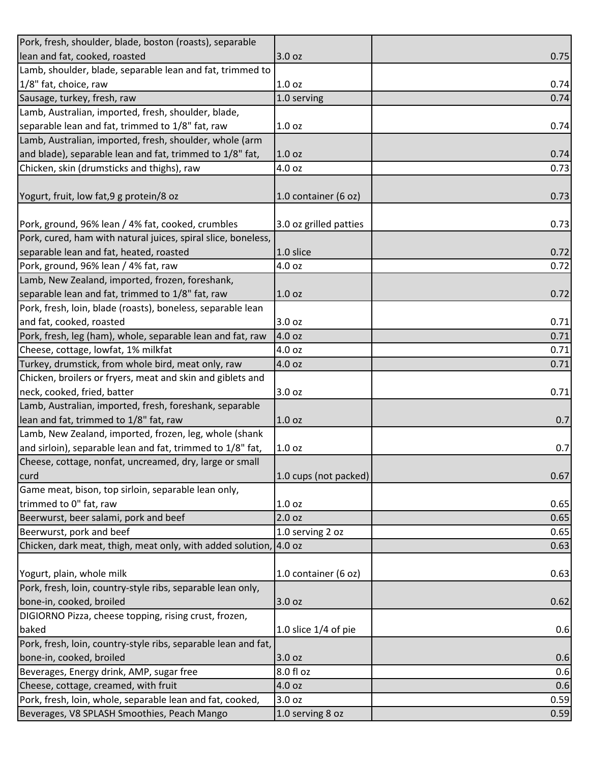| | | | |
|---|---|---|---|
| Pork, fresh, shoulder, blade, boston (roasts), separable lean and fat, cooked, roasted | 3.0 oz | | 0.75 |
| Lamb, shoulder, blade, separable lean and fat, trimmed to 1/8" fat, choice, raw | 1.0 oz | | 0.74 |
| Sausage, turkey, fresh, raw | 1.0 serving | | 0.74 |
| Lamb, Australian, imported, fresh, shoulder, blade, separable lean and fat, trimmed to 1/8" fat, raw | 1.0 oz | | 0.74 |
| Lamb, Australian, imported, fresh, shoulder, whole (arm and blade), separable lean and fat, trimmed to 1/8" fat, | 1.0 oz | | 0.74 |
| Chicken, skin (drumsticks and thighs), raw | 4.0 oz | | 0.73 |
| Yogurt, fruit, low fat,9 g protein/8 oz | 1.0 container (6 oz) | | 0.73 |
| Pork, ground, 96% lean / 4% fat, cooked, crumbles | 3.0 oz grilled patties | | 0.73 |
| Pork, cured, ham with natural juices, spiral slice, boneless, separable lean and fat, heated, roasted | 1.0 slice | | 0.72 |
| Pork, ground, 96% lean / 4% fat, raw | 4.0 oz | | 0.72 |
| Lamb, New Zealand, imported, frozen, foreshank, separable lean and fat, trimmed to 1/8" fat, raw | 1.0 oz | | 0.72 |
| Pork, fresh, loin, blade (roasts), boneless, separable lean and fat, cooked, roasted | 3.0 oz | | 0.71 |
| Pork, fresh, leg (ham), whole, separable lean and fat, raw | 4.0 oz | | 0.71 |
| Cheese, cottage, lowfat, 1% milkfat | 4.0 oz | | 0.71 |
| Turkey, drumstick, from whole bird, meat only, raw | 4.0 oz | | 0.71 |
| Chicken, broilers or fryers, meat and skin and giblets and neck, cooked, fried, batter | 3.0 oz | | 0.71 |
| Lamb, Australian, imported, fresh, foreshank, separable lean and fat, trimmed to 1/8" fat, raw | 1.0 oz | | 0.7 |
| Lamb, New Zealand, imported, frozen, leg, whole (shank and sirloin), separable lean and fat, trimmed to 1/8" fat, | 1.0 oz | | 0.7 |
| Cheese, cottage, nonfat, uncreamed, dry, large or small curd | 1.0 cups (not packed) | | 0.67 |
| Game meat, bison, top sirloin, separable lean only, trimmed to 0" fat, raw | 1.0 oz | | 0.65 |
| Beerwurst, beer salami, pork and beef | 2.0 oz | | 0.65 |
| Beerwurst, pork and beef | 1.0 serving 2 oz | | 0.65 |
| Chicken, dark meat, thigh, meat only, with added solution, | 4.0 oz | | 0.63 |
| Yogurt, plain, whole milk | 1.0 container (6 oz) | | 0.63 |
| Pork, fresh, loin, country-style ribs, separable lean only, bone-in, cooked, broiled | 3.0 oz | | 0.62 |
| DIGIORNO Pizza, cheese topping, rising crust, frozen, baked | 1.0 slice 1/4 of pie | | 0.6 |
| Pork, fresh, loin, country-style ribs, separable lean and fat, bone-in, cooked, broiled | 3.0 oz | | 0.6 |
| Beverages, Energy drink, AMP, sugar free | 8.0 fl oz | | 0.6 |
| Cheese, cottage, creamed, with fruit | 4.0 oz | | 0.6 |
| Pork, fresh, loin, whole, separable lean and fat, cooked, | 3.0 oz | | 0.59 |
| Beverages, V8 SPLASH Smoothies, Peach Mango | 1.0 serving 8 oz | | 0.59 |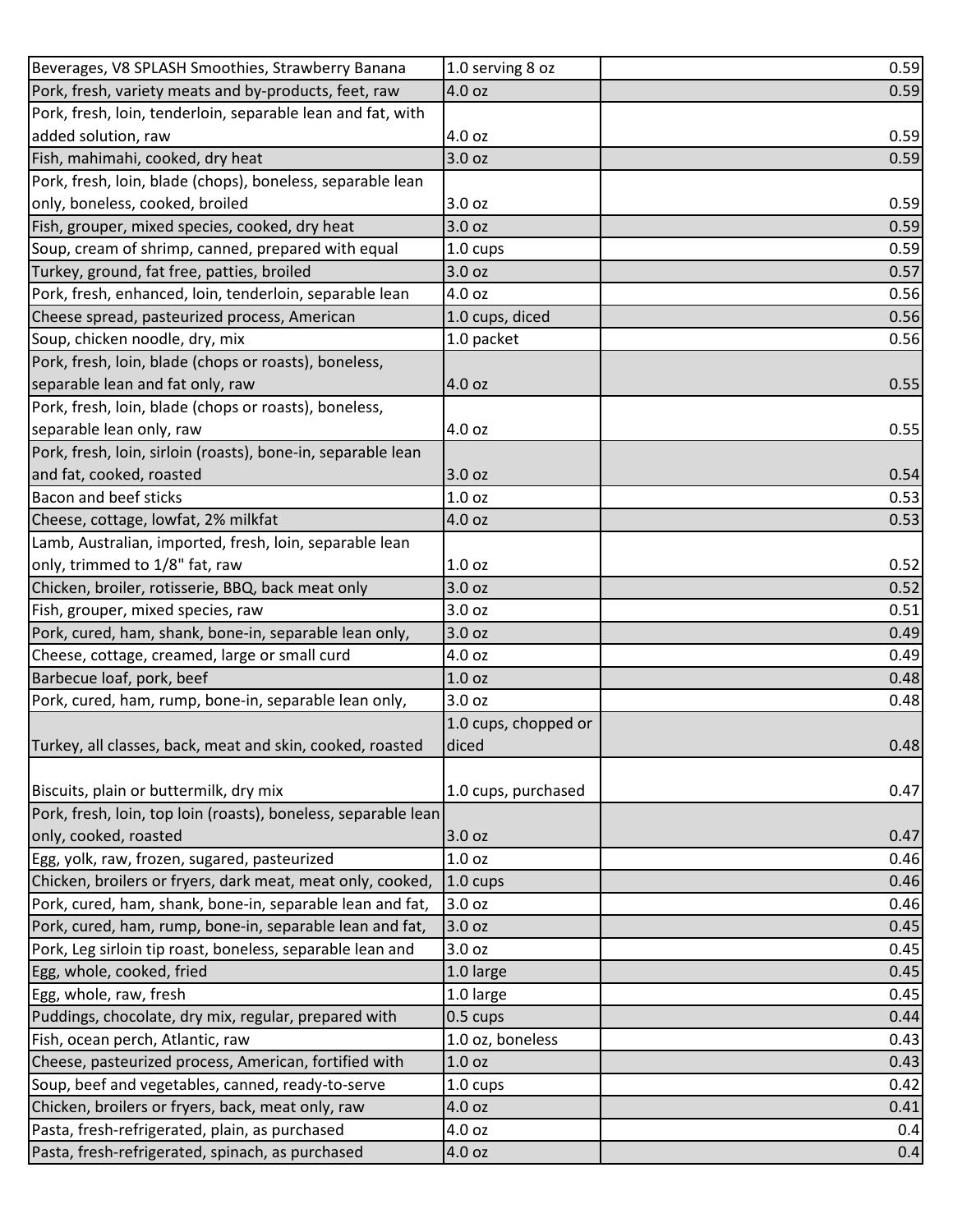| | | |
|---|---|---|
| Beverages, V8 SPLASH Smoothies, Strawberry Banana | 1.0 serving 8 oz | 0.59 |
| Pork, fresh, variety meats and by-products, feet, raw | 4.0 oz | 0.59 |
| Pork, fresh, loin, tenderloin, separable lean and fat, with added solution, raw | 4.0 oz | 0.59 |
| Fish, mahimahi, cooked, dry heat | 3.0 oz | 0.59 |
| Pork, fresh, loin, blade (chops), boneless, separable lean only, boneless, cooked, broiled | 3.0 oz | 0.59 |
| Fish, grouper, mixed species, cooked, dry heat | 3.0 oz | 0.59 |
| Soup, cream of shrimp, canned, prepared with equal | 1.0 cups | 0.59 |
| Turkey, ground, fat free, patties, broiled | 3.0 oz | 0.57 |
| Pork, fresh, enhanced, loin, tenderloin, separable lean | 4.0 oz | 0.56 |
| Cheese spread, pasteurized process, American | 1.0 cups, diced | 0.56 |
| Soup, chicken noodle, dry, mix | 1.0 packet | 0.56 |
| Pork, fresh, loin, blade (chops or roasts), boneless, separable lean and fat only, raw | 4.0 oz | 0.55 |
| Pork, fresh, loin, blade (chops or roasts), boneless, separable lean only, raw | 4.0 oz | 0.55 |
| Pork, fresh, loin, sirloin (roasts), bone-in, separable lean and fat, cooked, roasted | 3.0 oz | 0.54 |
| Bacon and beef sticks | 1.0 oz | 0.53 |
| Cheese, cottage, lowfat, 2% milkfat | 4.0 oz | 0.53 |
| Lamb, Australian, imported, fresh, loin, separable lean only, trimmed to 1/8" fat, raw | 1.0 oz | 0.52 |
| Chicken, broiler, rotisserie, BBQ, back meat only | 3.0 oz | 0.52 |
| Fish, grouper, mixed species, raw | 3.0 oz | 0.51 |
| Pork, cured, ham, shank, bone-in, separable lean only, | 3.0 oz | 0.49 |
| Cheese, cottage, creamed, large or small curd | 4.0 oz | 0.49 |
| Barbecue loaf, pork, beef | 1.0 oz | 0.48 |
| Pork, cured, ham, rump, bone-in, separable lean only, | 3.0 oz | 0.48 |
| Turkey, all classes, back, meat and skin, cooked, roasted | 1.0 cups, chopped or diced | 0.48 |
| Biscuits, plain or buttermilk, dry mix | 1.0 cups, purchased | 0.47 |
| Pork, fresh, loin, top loin (roasts), boneless, separable lean only, cooked, roasted | 3.0 oz | 0.47 |
| Egg, yolk, raw, frozen, sugared, pasteurized | 1.0 oz | 0.46 |
| Chicken, broilers or fryers, dark meat, meat only, cooked, | 1.0 cups | 0.46 |
| Pork, cured, ham, shank, bone-in, separable lean and fat, | 3.0 oz | 0.46 |
| Pork, cured, ham, rump, bone-in, separable lean and fat, | 3.0 oz | 0.45 |
| Pork, Leg sirloin tip roast, boneless, separable lean and | 3.0 oz | 0.45 |
| Egg, whole, cooked, fried | 1.0 large | 0.45 |
| Egg, whole, raw, fresh | 1.0 large | 0.45 |
| Puddings, chocolate, dry mix, regular, prepared with | 0.5 cups | 0.44 |
| Fish, ocean perch, Atlantic, raw | 1.0 oz, boneless | 0.43 |
| Cheese, pasteurized process, American, fortified with | 1.0 oz | 0.43 |
| Soup, beef and vegetables, canned, ready-to-serve | 1.0 cups | 0.42 |
| Chicken, broilers or fryers, back, meat only, raw | 4.0 oz | 0.41 |
| Pasta, fresh-refrigerated, plain, as purchased | 4.0 oz | 0.4 |
| Pasta, fresh-refrigerated, spinach, as purchased | 4.0 oz | 0.4 |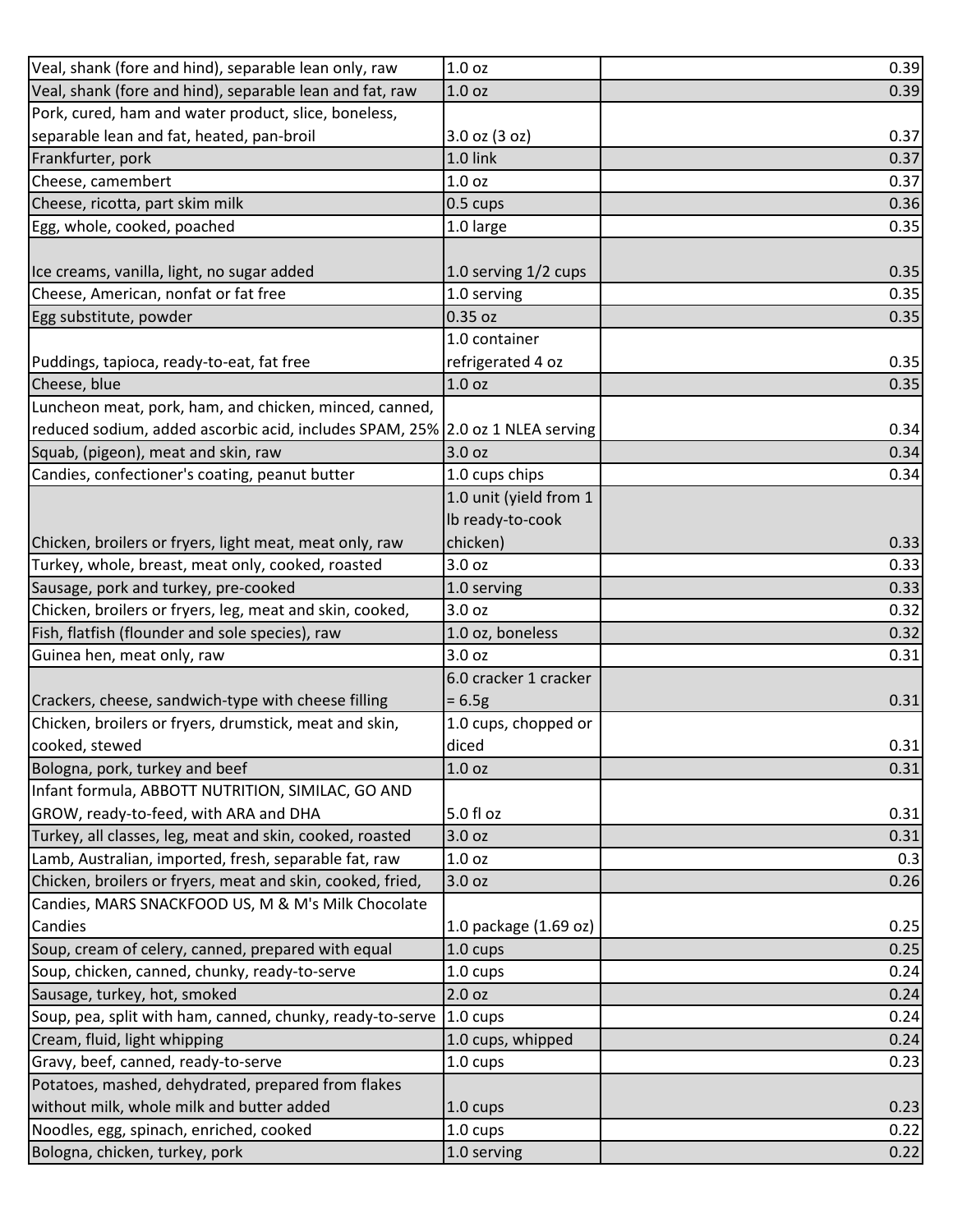| | | |
|---|---|---|
| Veal, shank (fore and hind), separable lean only, raw | 1.0 oz | 0.39 |
| Veal, shank (fore and hind), separable lean and fat, raw | 1.0 oz | 0.39 |
| Pork, cured, ham and water product, slice, boneless, separable lean and fat, heated, pan-broil | 3.0 oz (3 oz) | 0.37 |
| Frankfurter, pork | 1.0 link | 0.37 |
| Cheese, camembert | 1.0 oz | 0.37 |
| Cheese, ricotta, part skim milk | 0.5 cups | 0.36 |
| Egg, whole, cooked, poached | 1.0 large | 0.35 |
| Ice creams, vanilla, light, no sugar added | 1.0 serving 1/2 cups | 0.35 |
| Cheese, American, nonfat or fat free | 1.0 serving | 0.35 |
| Egg substitute, powder | 0.35 oz | 0.35 |
| Puddings, tapioca, ready-to-eat, fat free | 1.0 container refrigerated 4 oz | 0.35 |
| Cheese, blue | 1.0 oz | 0.35 |
| Luncheon meat, pork, ham, and chicken, minced, canned, reduced sodium, added ascorbic acid, includes SPAM, 25% | 2.0 oz 1 NLEA serving | 0.34 |
| Squab, (pigeon), meat and skin, raw | 3.0 oz | 0.34 |
| Candies, confectioner's coating, peanut butter | 1.0 cups chips | 0.34 |
| Chicken, broilers or fryers, light meat, meat only, raw | 1.0 unit (yield from 1 lb ready-to-cook chicken) | 0.33 |
| Turkey, whole, breast, meat only, cooked, roasted | 3.0 oz | 0.33 |
| Sausage, pork and turkey, pre-cooked | 1.0 serving | 0.33 |
| Chicken, broilers or fryers, leg, meat and skin, cooked, | 3.0 oz | 0.32 |
| Fish, flatfish (flounder and sole species), raw | 1.0 oz, boneless | 0.32 |
| Guinea hen, meat only, raw | 3.0 oz | 0.31 |
| Crackers, cheese, sandwich-type with cheese filling | 6.0 cracker 1 cracker = 6.5g | 0.31 |
| Chicken, broilers or fryers, drumstick, meat and skin, cooked, stewed | 1.0 cups, chopped or diced | 0.31 |
| Bologna, pork, turkey and beef | 1.0 oz | 0.31 |
| Infant formula, ABBOTT NUTRITION, SIMILAC, GO AND GROW, ready-to-feed, with ARA and DHA | 5.0 fl oz | 0.31 |
| Turkey, all classes, leg, meat and skin, cooked, roasted | 3.0 oz | 0.31 |
| Lamb, Australian, imported, fresh, separable fat, raw | 1.0 oz | 0.3 |
| Chicken, broilers or fryers, meat and skin, cooked, fried, | 3.0 oz | 0.26 |
| Candies, MARS SNACKFOOD US, M & M's Milk Chocolate Candies | 1.0 package (1.69 oz) | 0.25 |
| Soup, cream of celery, canned, prepared with equal | 1.0 cups | 0.25 |
| Soup, chicken, canned, chunky, ready-to-serve | 1.0 cups | 0.24 |
| Sausage, turkey, hot, smoked | 2.0 oz | 0.24 |
| Soup, pea, split with ham, canned, chunky, ready-to-serve | 1.0 cups | 0.24 |
| Cream, fluid, light whipping | 1.0 cups, whipped | 0.24 |
| Gravy, beef, canned, ready-to-serve | 1.0 cups | 0.23 |
| Potatoes, mashed, dehydrated, prepared from flakes without milk, whole milk and butter added | 1.0 cups | 0.23 |
| Noodles, egg, spinach, enriched, cooked | 1.0 cups | 0.22 |
| Bologna, chicken, turkey, pork | 1.0 serving | 0.22 |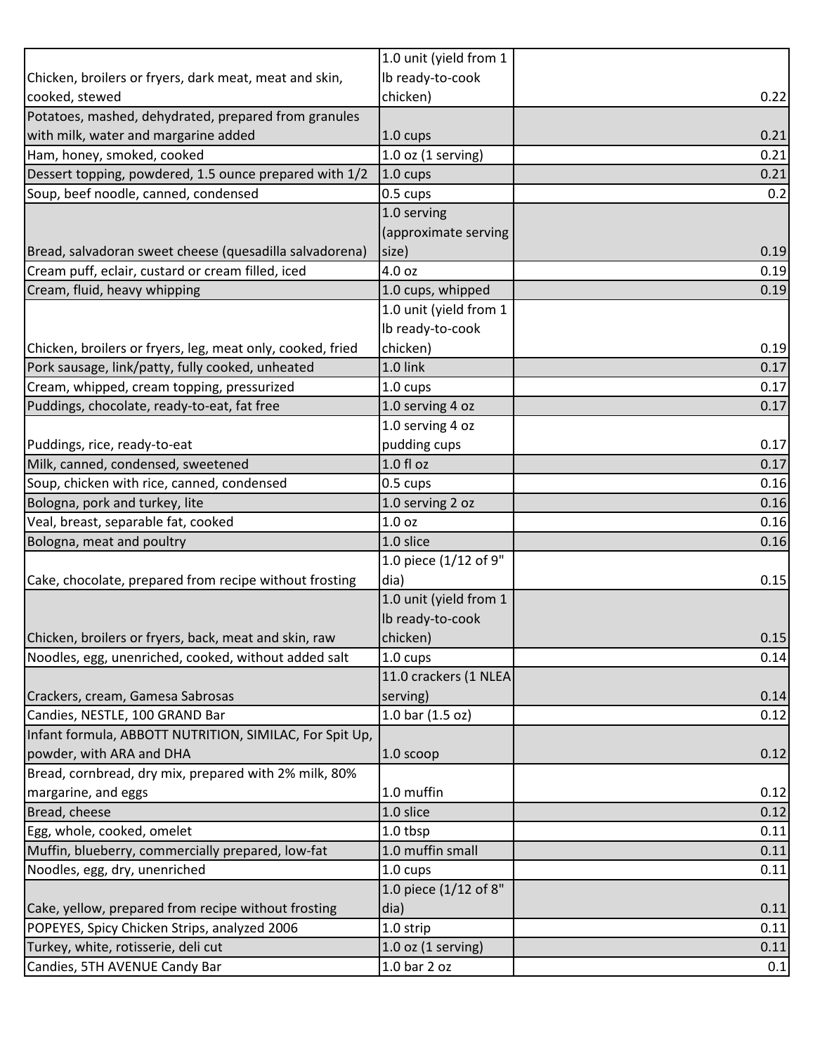| | | |
|---|---|---|
| Chicken, broilers or fryers, dark meat, meat and skin, cooked, stewed | 1.0 unit (yield from 1 lb ready-to-cook chicken) | 0.22 |
| Potatoes, mashed, dehydrated, prepared from granules with milk, water and margarine added | 1.0 cups | 0.21 |
| Ham, honey, smoked, cooked | 1.0 oz (1 serving) | 0.21 |
| Dessert topping, powdered, 1.5 ounce prepared with 1/2 | 1.0 cups | 0.21 |
| Soup, beef noodle, canned, condensed | 0.5 cups | 0.2 |
| Bread, salvadoran sweet cheese (quesadilla salvadorena) | 1.0 serving (approximate serving size) | 0.19 |
| Cream puff, eclair, custard or cream filled, iced | 4.0 oz | 0.19 |
| Cream, fluid, heavy whipping | 1.0 cups, whipped | 0.19 |
| Chicken, broilers or fryers, leg, meat only, cooked, fried | 1.0 unit (yield from 1 lb ready-to-cook chicken) | 0.19 |
| Pork sausage, link/patty, fully cooked, unheated | 1.0 link | 0.17 |
| Cream, whipped, cream topping, pressurized | 1.0 cups | 0.17 |
| Puddings, chocolate, ready-to-eat, fat free | 1.0 serving 4 oz | 0.17 |
| Puddings, rice, ready-to-eat | 1.0 serving 4 oz pudding cups | 0.17 |
| Milk, canned, condensed, sweetened | 1.0 fl oz | 0.17 |
| Soup, chicken with rice, canned, condensed | 0.5 cups | 0.16 |
| Bologna, pork and turkey, lite | 1.0 serving 2 oz | 0.16 |
| Veal, breast, separable fat, cooked | 1.0 oz | 0.16 |
| Bologna, meat and poultry | 1.0 slice | 0.16 |
| Cake, chocolate, prepared from recipe without frosting | 1.0 piece (1/12 of 9" dia) | 0.15 |
| Chicken, broilers or fryers, back, meat and skin, raw | 1.0 unit (yield from 1 lb ready-to-cook chicken) | 0.15 |
| Noodles, egg, unenriched, cooked, without added salt | 1.0 cups | 0.14 |
| Crackers, cream, Gamesa Sabrosas | 11.0 crackers (1 NLEA serving) | 0.14 |
| Candies, NESTLE, 100 GRAND Bar | 1.0 bar (1.5 oz) | 0.12 |
| Infant formula, ABBOTT NUTRITION, SIMILAC, For Spit Up, powder, with ARA and DHA | 1.0 scoop | 0.12 |
| Bread, cornbread, dry mix, prepared with 2% milk, 80% margarine, and eggs | 1.0 muffin | 0.12 |
| Bread, cheese | 1.0 slice | 0.12 |
| Egg, whole, cooked, omelet | 1.0 tbsp | 0.11 |
| Muffin, blueberry, commercially prepared, low-fat | 1.0 muffin small | 0.11 |
| Noodles, egg, dry, unenriched | 1.0 cups | 0.11 |
| Cake, yellow, prepared from recipe without frosting | 1.0 piece (1/12 of 8" dia) | 0.11 |
| POPEYES, Spicy Chicken Strips, analyzed 2006 | 1.0 strip | 0.11 |
| Turkey, white, rotisserie, deli cut | 1.0 oz (1 serving) | 0.11 |
| Candies, 5TH AVENUE Candy Bar | 1.0 bar 2 oz | 0.1 |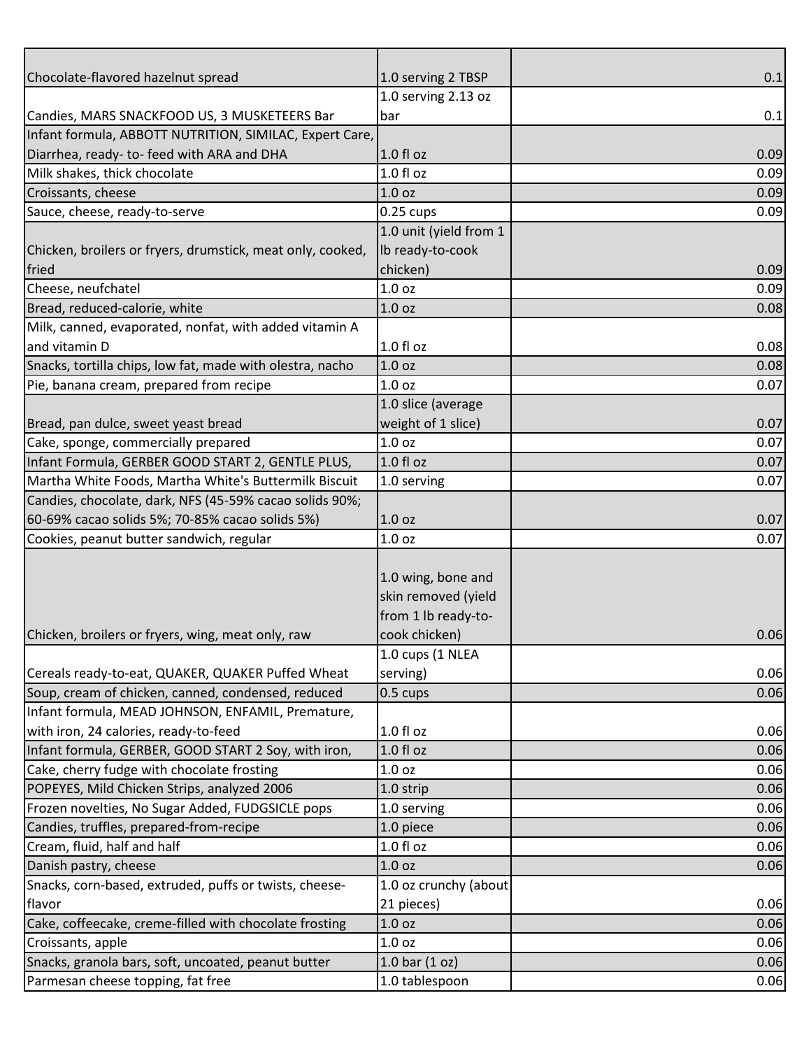| | | |
|---|---|---|
| Chocolate-flavored hazelnut spread | 1.0 serving 2 TBSP | 0.1 |
| Candies, MARS SNACKFOOD US, 3 MUSKETEERS Bar | 1.0 serving 2.13 oz bar | 0.1 |
| Infant formula, ABBOTT NUTRITION, SIMILAC, Expert Care, Diarrhea, ready- to- feed with ARA and DHA | 1.0 fl oz | 0.09 |
| Milk shakes, thick chocolate | 1.0 fl oz | 0.09 |
| Croissants, cheese | 1.0 oz | 0.09 |
| Sauce, cheese, ready-to-serve | 0.25 cups | 0.09 |
| Chicken, broilers or fryers, drumstick, meat only, cooked, fried | 1.0 unit (yield from 1 lb ready-to-cook chicken) | 0.09 |
| Cheese, neufchatel | 1.0 oz | 0.09 |
| Bread, reduced-calorie, white | 1.0 oz | 0.08 |
| Milk, canned, evaporated, nonfat, with added vitamin A and vitamin D | 1.0 fl oz | 0.08 |
| Snacks, tortilla chips, low fat, made with olestra, nacho | 1.0 oz | 0.08 |
| Pie, banana cream, prepared from recipe | 1.0 oz | 0.07 |
| Bread, pan dulce, sweet yeast bread | 1.0 slice (average weight of 1 slice) | 0.07 |
| Cake, sponge, commercially prepared | 1.0 oz | 0.07 |
| Infant Formula, GERBER GOOD START 2, GENTLE PLUS, | 1.0 fl oz | 0.07 |
| Martha White Foods, Martha White's Buttermilk Biscuit | 1.0 serving | 0.07 |
| Candies, chocolate, dark, NFS (45-59% cacao solids 90%; 60-69% cacao solids 5%; 70-85% cacao solids 5%) | 1.0 oz | 0.07 |
| Cookies, peanut butter sandwich, regular | 1.0 oz | 0.07 |
| Chicken, broilers or fryers, wing, meat only, raw | 1.0 wing, bone and skin removed (yield from 1 lb ready-to-cook chicken) | 0.06 |
| Cereals ready-to-eat, QUAKER, QUAKER Puffed Wheat | 1.0 cups (1 NLEA serving) | 0.06 |
| Soup, cream of chicken, canned, condensed, reduced | 0.5 cups | 0.06 |
| Infant formula, MEAD JOHNSON, ENFAMIL, Premature, with iron, 24 calories, ready-to-feed | 1.0 fl oz | 0.06 |
| Infant formula, GERBER, GOOD START 2 Soy, with iron, | 1.0 fl oz | 0.06 |
| Cake, cherry fudge with chocolate frosting | 1.0 oz | 0.06 |
| POPEYES, Mild Chicken Strips, analyzed 2006 | 1.0 strip | 0.06 |
| Frozen novelties, No Sugar Added, FUDGSICLE pops | 1.0 serving | 0.06 |
| Candies, truffles, prepared-from-recipe | 1.0 piece | 0.06 |
| Cream, fluid, half and half | 1.0 fl oz | 0.06 |
| Danish pastry, cheese | 1.0 oz | 0.06 |
| Snacks, corn-based, extruded, puffs or twists, cheese-flavor | 1.0 oz crunchy (about 21 pieces) | 0.06 |
| Cake, coffeecake, creme-filled with chocolate frosting | 1.0 oz | 0.06 |
| Croissants, apple | 1.0 oz | 0.06 |
| Snacks, granola bars, soft, uncoated, peanut butter | 1.0 bar (1 oz) | 0.06 |
| Parmesan cheese topping, fat free | 1.0 tablespoon | 0.06 |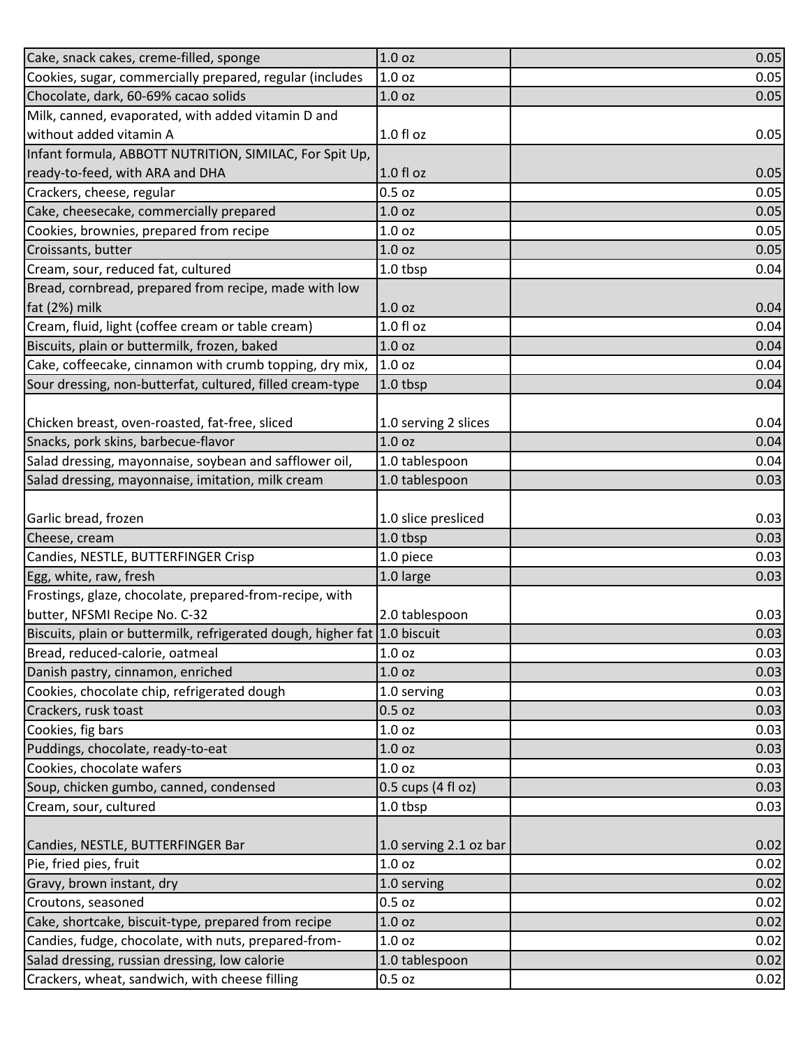| | | |
|---|---|---|
| Cake, snack cakes, creme-filled, sponge | 1.0 oz | 0.05 |
| Cookies, sugar, commercially prepared, regular (includes | 1.0 oz | 0.05 |
| Chocolate, dark, 60-69% cacao solids | 1.0 oz | 0.05 |
| Milk, canned, evaporated, with added vitamin D and without added vitamin A | 1.0 fl oz | 0.05 |
| Infant formula, ABBOTT NUTRITION, SIMILAC, For Spit Up, ready-to-feed, with ARA and DHA | 1.0 fl oz | 0.05 |
| Crackers, cheese, regular | 0.5 oz | 0.05 |
| Cake, cheesecake, commercially prepared | 1.0 oz | 0.05 |
| Cookies, brownies, prepared from recipe | 1.0 oz | 0.05 |
| Croissants, butter | 1.0 oz | 0.05 |
| Cream, sour, reduced fat, cultured | 1.0 tbsp | 0.04 |
| Bread, cornbread, prepared from recipe, made with low fat (2%) milk | 1.0 oz | 0.04 |
| Cream, fluid, light (coffee cream or table cream) | 1.0 fl oz | 0.04 |
| Biscuits, plain or buttermilk, frozen, baked | 1.0 oz | 0.04 |
| Cake, coffeecake, cinnamon with crumb topping, dry mix, | 1.0 oz | 0.04 |
| Sour dressing, non-butterfat, cultured, filled cream-type | 1.0 tbsp | 0.04 |
| Chicken breast, oven-roasted, fat-free, sliced | 1.0 serving 2 slices | 0.04 |
| Snacks, pork skins, barbecue-flavor | 1.0 oz | 0.04 |
| Salad dressing, mayonnaise, soybean and safflower oil, | 1.0 tablespoon | 0.04 |
| Salad dressing, mayonnaise, imitation, milk cream | 1.0 tablespoon | 0.03 |
| Garlic bread, frozen | 1.0 slice presliced | 0.03 |
| Cheese, cream | 1.0 tbsp | 0.03 |
| Candies, NESTLE, BUTTERFINGER Crisp | 1.0 piece | 0.03 |
| Egg, white, raw, fresh | 1.0 large | 0.03 |
| Frostings, glaze, chocolate, prepared-from-recipe, with butter, NFSMI Recipe No. C-32 | 2.0 tablespoon | 0.03 |
| Biscuits, plain or buttermilk, refrigerated dough, higher fat | 1.0 biscuit | 0.03 |
| Bread, reduced-calorie, oatmeal | 1.0 oz | 0.03 |
| Danish pastry, cinnamon, enriched | 1.0 oz | 0.03 |
| Cookies, chocolate chip, refrigerated dough | 1.0 serving | 0.03 |
| Crackers, rusk toast | 0.5 oz | 0.03 |
| Cookies, fig bars | 1.0 oz | 0.03 |
| Puddings, chocolate, ready-to-eat | 1.0 oz | 0.03 |
| Cookies, chocolate wafers | 1.0 oz | 0.03 |
| Soup, chicken gumbo, canned, condensed | 0.5 cups (4 fl oz) | 0.03 |
| Cream, sour, cultured | 1.0 tbsp | 0.03 |
| Candies, NESTLE, BUTTERFINGER Bar | 1.0 serving 2.1 oz bar | 0.02 |
| Pie, fried pies, fruit | 1.0 oz | 0.02 |
| Gravy, brown instant, dry | 1.0 serving | 0.02 |
| Croutons, seasoned | 0.5 oz | 0.02 |
| Cake, shortcake, biscuit-type, prepared from recipe | 1.0 oz | 0.02 |
| Candies, fudge, chocolate, with nuts, prepared-from- | 1.0 oz | 0.02 |
| Salad dressing, russian dressing, low calorie | 1.0 tablespoon | 0.02 |
| Crackers, wheat, sandwich, with cheese filling | 0.5 oz | 0.02 |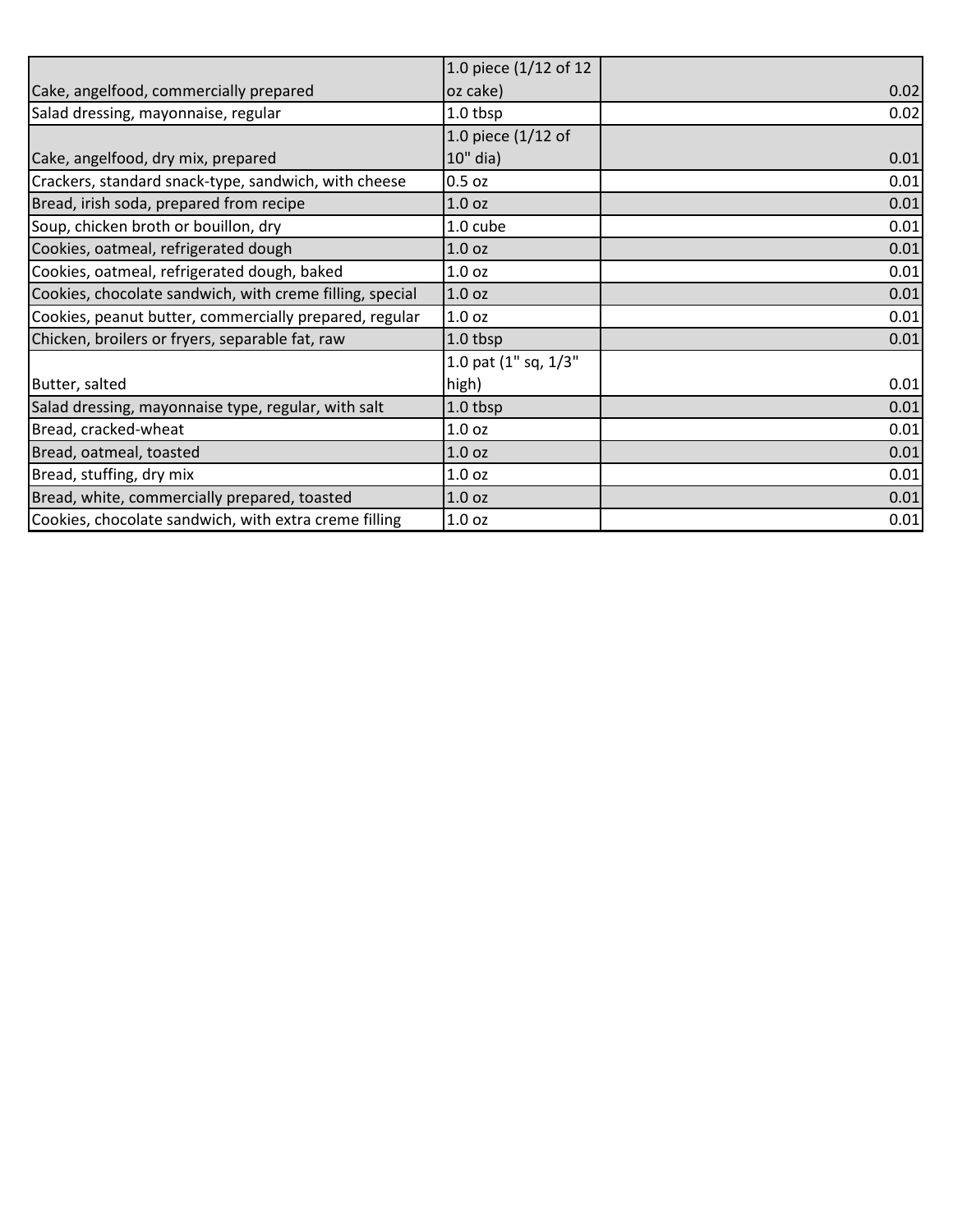| | | |
|---|---|---|
| Cake, angelfood, commercially prepared | 1.0 piece (1/12 of 12 oz cake) | 0.02 |
| Salad dressing, mayonnaise, regular | 1.0 tbsp | 0.02 |
| Cake, angelfood, dry mix, prepared | 1.0 piece (1/12 of 10" dia) | 0.01 |
| Crackers, standard snack-type, sandwich, with cheese | 0.5 oz | 0.01 |
| Bread, irish soda, prepared from recipe | 1.0 oz | 0.01 |
| Soup, chicken broth or bouillon, dry | 1.0 cube | 0.01 |
| Cookies, oatmeal, refrigerated dough | 1.0 oz | 0.01 |
| Cookies, oatmeal, refrigerated dough, baked | 1.0 oz | 0.01 |
| Cookies, chocolate sandwich, with creme filling, special | 1.0 oz | 0.01 |
| Cookies, peanut butter, commercially prepared, regular | 1.0 oz | 0.01 |
| Chicken, broilers or fryers, separable fat, raw | 1.0 tbsp | 0.01 |
| Butter, salted | 1.0 pat (1" sq, 1/3" high) | 0.01 |
| Salad dressing, mayonnaise type, regular, with salt | 1.0 tbsp | 0.01 |
| Bread, cracked-wheat | 1.0 oz | 0.01 |
| Bread, oatmeal, toasted | 1.0 oz | 0.01 |
| Bread, stuffing, dry mix | 1.0 oz | 0.01 |
| Bread, white, commercially prepared, toasted | 1.0 oz | 0.01 |
| Cookies, chocolate sandwich, with extra creme filling | 1.0 oz | 0.01 |